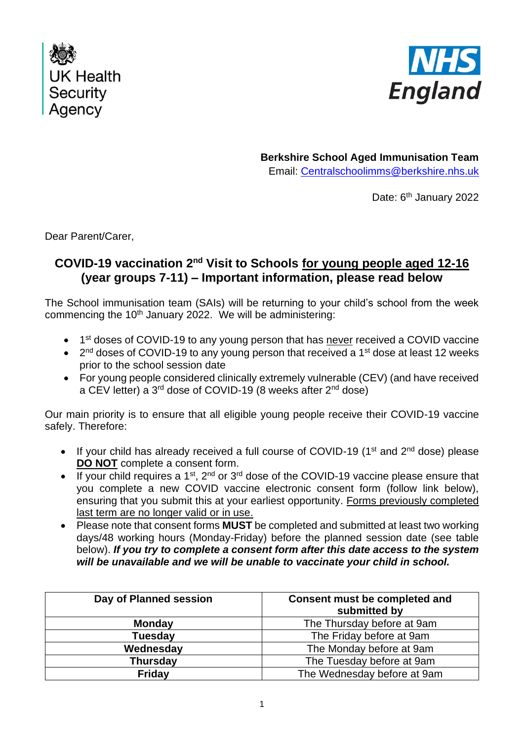UK Health Security Agency

NHS England

**Berkshire School Aged Immunisation Team**
Email: Centralschoolimms@berkshire.nhs.uk

Date: 6th January 2022

Dear Parent/Carer,

## COVID-19 vaccination 2nd Visit to Schools for young people aged 12-16 (year groups 7-11) – Important information, please read below

The School immunisation team (SAIs) will be returning to your child's school from the week commencing the 10th January 2022. We will be administering:

- 1st doses of COVID-19 to any young person that has never received a COVID vaccine
- 2nd doses of COVID-19 to any young person that received a 1st dose at least 12 weeks prior to the school session date
- For young people considered clinically extremely vulnerable (CEV) (and have received a CEV letter) a 3rd dose of COVID-19 (8 weeks after 2nd dose)

Our main priority is to ensure that all eligible young people receive their COVID-19 vaccine safely. Therefore:

- If your child has already received a full course of COVID-19 (1st and 2nd dose) please **DO NOT** complete a consent form.
- If your child requires a 1st, 2nd or 3rd dose of the COVID-19 vaccine please ensure that you complete a new COVID vaccine electronic consent form (follow link below), ensuring that you submit this at your earliest opportunity. Forms previously completed last term are no longer valid or in use.
- Please note that consent forms **MUST** be completed and submitted at least two working days/48 working hours (Monday-Friday) before the planned session date (see table below). ***If you try to complete a consent form after this date access to the system will be unavailable and we will be unable to vaccinate your child in school.***

| Day of Planned session | Consent must be completed and submitted by |
|---|---|
| **Monday** | The Thursday before at 9am |
| **Tuesday** | The Friday before at 9am |
| **Wednesday** | The Monday before at 9am |
| **Thursday** | The Tuesday before at 9am |
| **Friday** | The Wednesday before at 9am |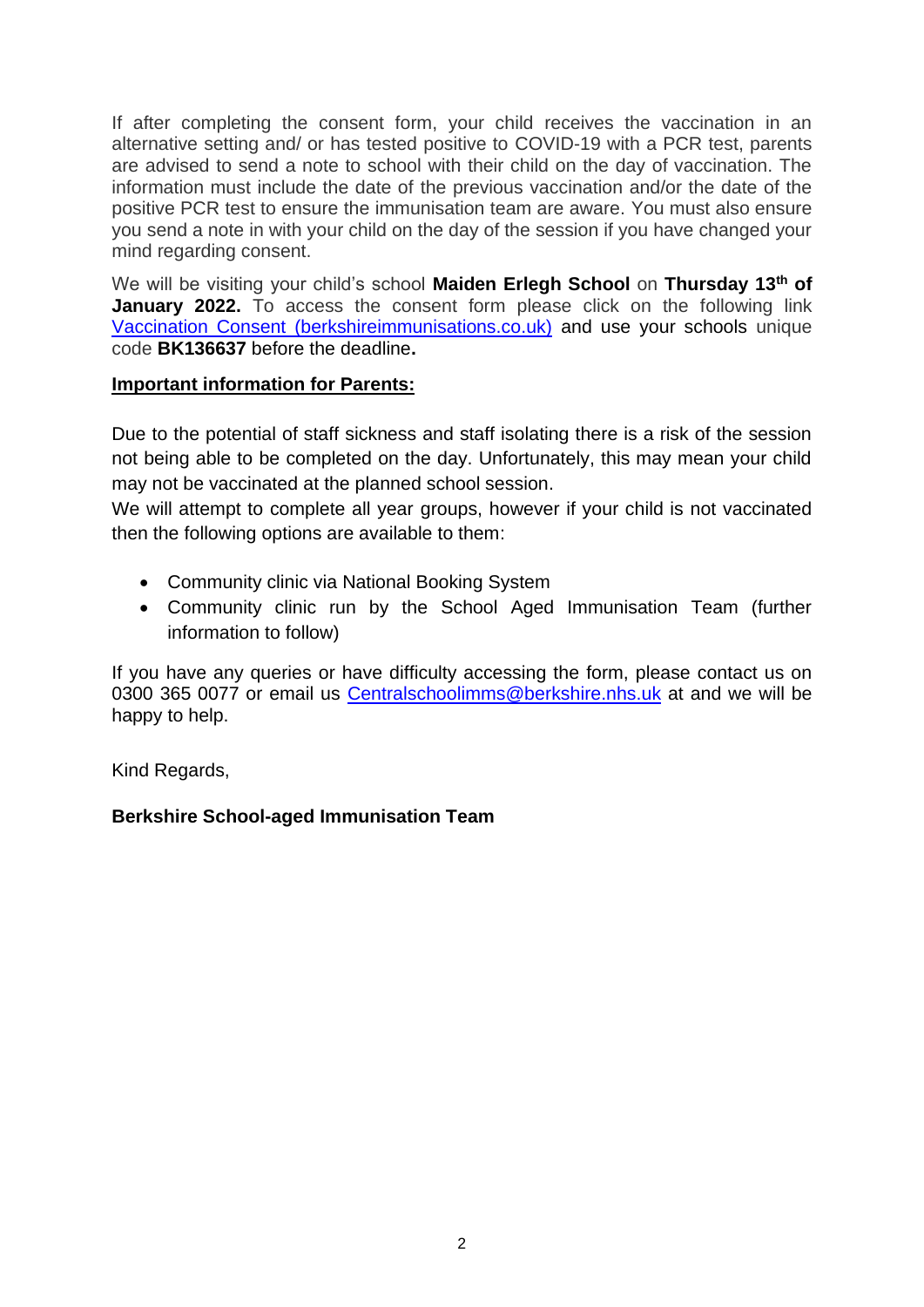If after completing the consent form, your child receives the vaccination in an alternative setting and/ or has tested positive to COVID-19 with a PCR test, parents are advised to send a note to school with their child on the day of vaccination. The information must include the date of the previous vaccination and/or the date of the positive PCR test to ensure the immunisation team are aware. You must also ensure you send a note in with your child on the day of the session if you have changed your mind regarding consent.

We will be visiting your child's school **Maiden Erlegh School** on **Thursday 13th of January 2022.** To access the consent form please click on the following link [Vaccination Consent (berkshireimmunisations.co.uk)](berkshireimmunisations.co.uk) and use your schools unique code **BK136637** before the deadline**.**

**Important information for Parents:**

Due to the potential of staff sickness and staff isolating there is a risk of the session not being able to be completed on the day. Unfortunately, this may mean your child may not be vaccinated at the planned school session.
We will attempt to complete all year groups, however if your child is not vaccinated then the following options are available to them:

- Community clinic via National Booking System
- Community clinic run by the School Aged Immunisation Team (further information to follow)

If you have any queries or have difficulty accessing the form, please contact us on 0300 365 0077 or email us Centralschoolimms@berkshire.nhs.uk at and we will be happy to help.

Kind Regards,

**Berkshire School-aged Immunisation Team**